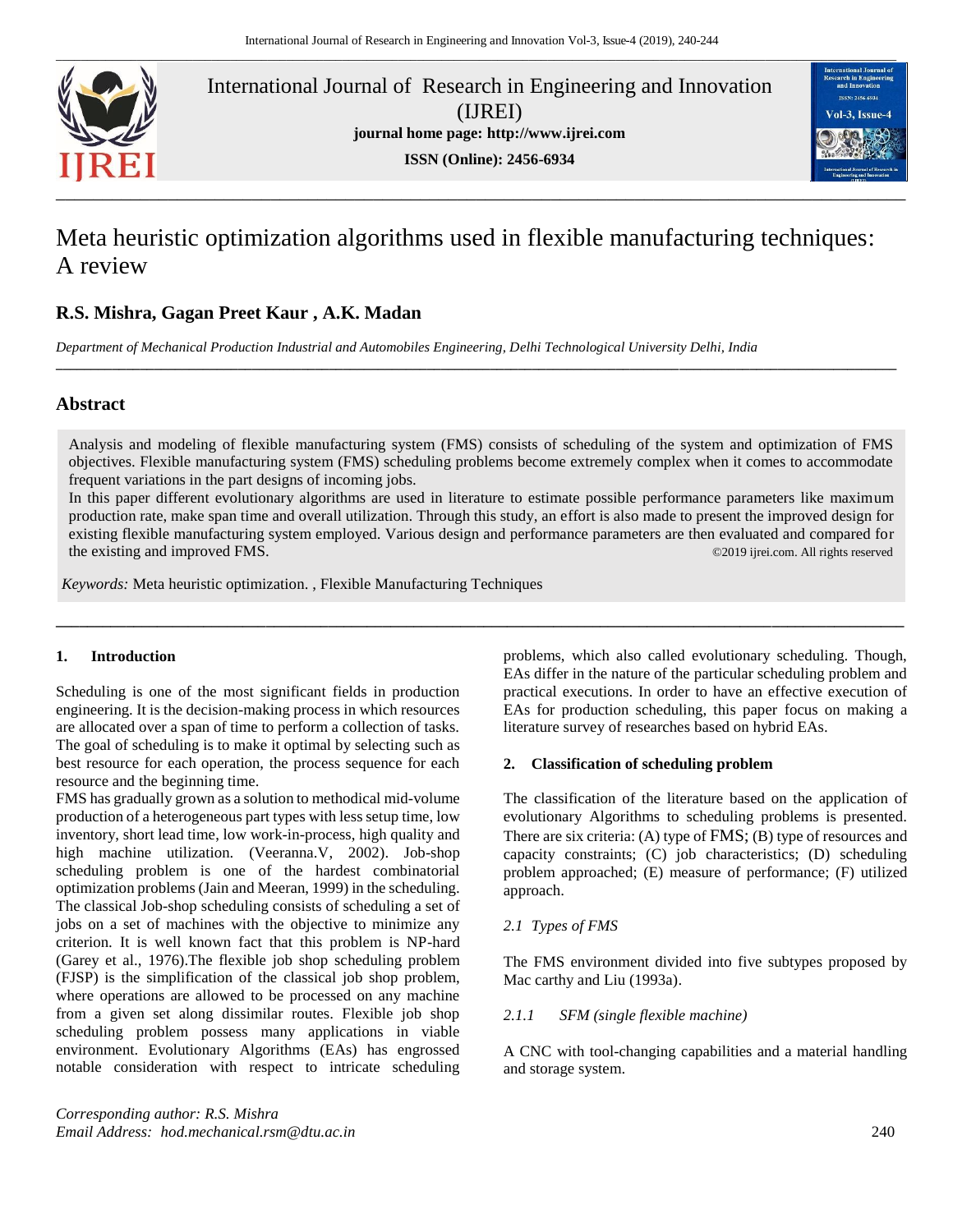International Journal of Research in Engineering and Innovation (IJREI)

**journal home page: http://www.ijrei.com**

**ISSN (Online): 2456-6934**

# Meta heuristic optimization algorithms used in flexible manufacturing techniques: A review

**R.S. Mishra, Gagan Preet Kaur , A.K. Madan**

*Department of Mechanical Production Industrial and Automobiles Engineering, Delhi Technological University Delhi, India*

## Abstract

Analysis and modeling of flexible manufacturing system (FMS) consists of scheduling of the system and optimization of FMS objectives. Flexible manufacturing system (FMS) scheduling problems become extremely complex when it comes to accommodate frequent variations in the part designs of incoming jobs.

In this paper different evolutionary algorithms are used in literature to estimate possible performance parameters like maximum production rate, make span time and overall utilization. Through this study, an effort is also made to present the improved design for existing flexible manufacturing system employed. Various design and performance parameters are then evaluated and compared for the existing and improved FMS. ©2019 ijrei.com. All rights reserved

*Keywords:* Meta heuristic optimization. , Flexible Manufacturing Techniques

## 1. Introduction

Scheduling is one of the most significant fields in production engineering. It is the decision-making process in which resources are allocated over a span of time to perform a collection of tasks. The goal of scheduling is to make it optimal by selecting such as best resource for each operation, the process sequence for each resource and the beginning time.

FMS has gradually grown as a solution to methodical mid-volume production of a heterogeneous part types with less setup time, low inventory, short lead time, low work-in-process, high quality and high machine utilization. (Veeranna.V, 2002). Job-shop scheduling problem is one of the hardest combinatorial optimization problems (Jain and Meeran, 1999) in the scheduling. The classical Job-shop scheduling consists of scheduling a set of jobs on a set of machines with the objective to minimize any criterion. It is well known fact that this problem is NP-hard (Garey et al., 1976).The flexible job shop scheduling problem (FJSP) is the simplification of the classical job shop problem, where operations are allowed to be processed on any machine from a given set along dissimilar routes. Flexible job shop scheduling problem possess many applications in viable environment. Evolutionary Algorithms (EAs) has engrossed notable consideration with respect to intricate scheduling problems, which also called evolutionary scheduling. Though, EAs differ in the nature of the particular scheduling problem and practical executions. In order to have an effective execution of EAs for production scheduling, this paper focus on making a literature survey of researches based on hybrid EAs.

## 2. Classification of scheduling problem

The classification of the literature based on the application of evolutionary Algorithms to scheduling problems is presented. There are six criteria: (A) type of FMS; (B) type of resources and capacity constraints; (C) job characteristics; (D) scheduling problem approached; (E) measure of performance; (F) utilized approach.

### *2.1 Types of FMS*

The FMS environment divided into five subtypes proposed by Mac carthy and Liu (1993a).

#### *2.1.1 SFM (single flexible machine)*

A CNC with tool-changing capabilities and a material handling and storage system.

*Corresponding author: R.S. Mishra*
*Email Address: hod.mechanical.rsm@dtu.ac.in*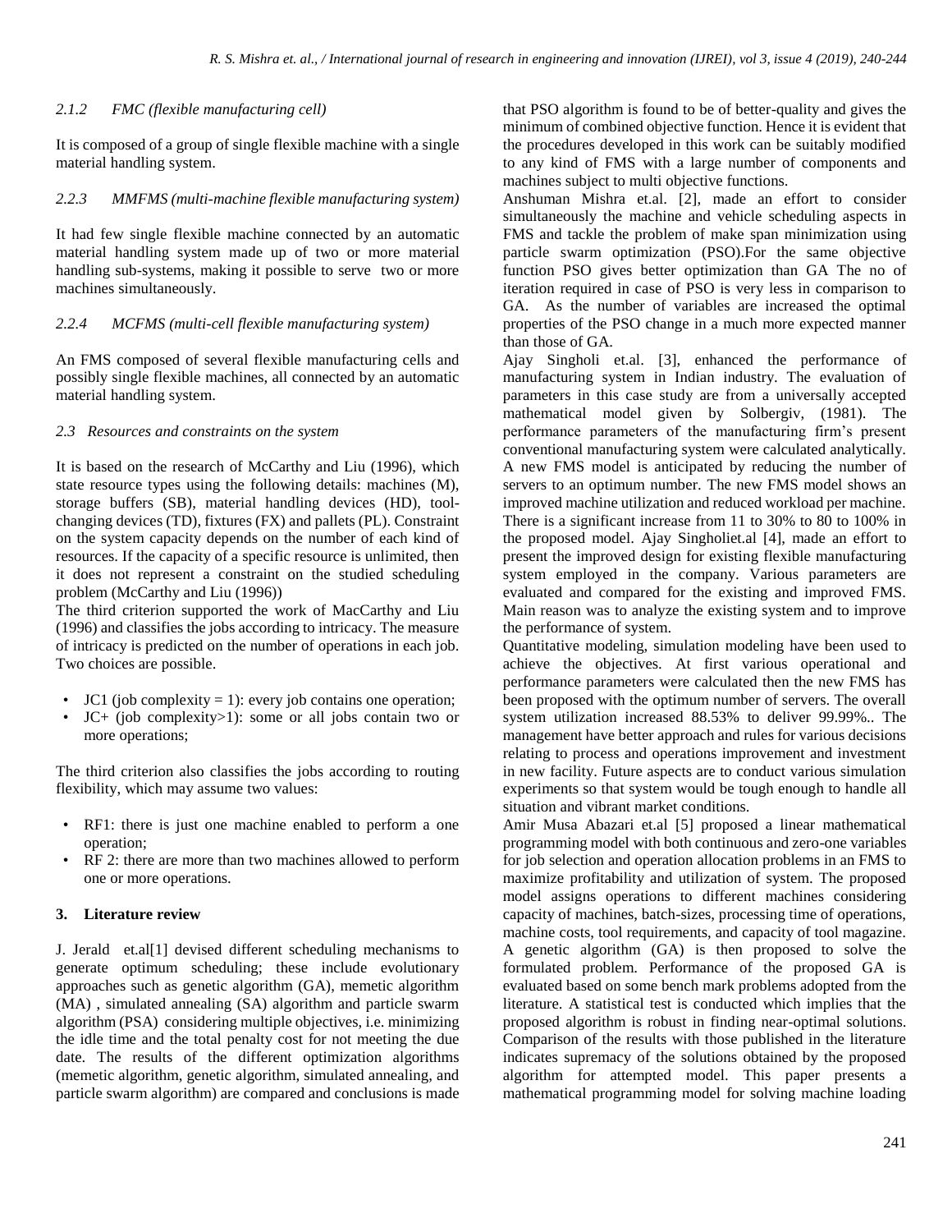#### 2.1.2 FMC (flexible manufacturing cell)

It is composed of a group of single flexible machine with a single material handling system.

#### 2.2.3 MMFMS (multi-machine flexible manufacturing system)

It had few single flexible machine connected by an automatic material handling system made up of two or more material handling sub-systems, making it possible to serve two or more machines simultaneously.

#### 2.2.4 MCFMS (multi-cell flexible manufacturing system)

An FMS composed of several flexible manufacturing cells and possibly single flexible machines, all connected by an automatic material handling system.

### 2.3 Resources and constraints on the system

It is based on the research of McCarthy and Liu (1996), which state resource types using the following details: machines (M), storage buffers (SB), material handling devices (HD), tool-changing devices (TD), fixtures (FX) and pallets (PL). Constraint on the system capacity depends on the number of each kind of resources. If the capacity of a specific resource is unlimited, then it does not represent a constraint on the studied scheduling problem (McCarthy and Liu (1996))

The third criterion supported the work of MacCarthy and Liu (1996) and classifies the jobs according to intricacy. The measure of intricacy is predicted on the number of operations in each job. Two choices are possible.

- JC1 (job complexity = 1): every job contains one operation;
- JC+ (job complexity>1): some or all jobs contain two or more operations;

The third criterion also classifies the jobs according to routing flexibility, which may assume two values:

- RF1: there is just one machine enabled to perform a one operation;
- RF 2: there are more than two machines allowed to perform one or more operations.

## 3. Literature review

J. Jerald et.al[1] devised different scheduling mechanisms to generate optimum scheduling; these include evolutionary approaches such as genetic algorithm (GA), memetic algorithm (MA) , simulated annealing (SA) algorithm and particle swarm algorithm (PSA) considering multiple objectives, i.e. minimizing the idle time and the total penalty cost for not meeting the due date. The results of the different optimization algorithms (memetic algorithm, genetic algorithm, simulated annealing, and particle swarm algorithm) are compared and conclusions is made that PSO algorithm is found to be of better-quality and gives the minimum of combined objective function. Hence it is evident that the procedures developed in this work can be suitably modified to any kind of FMS with a large number of components and machines subject to multi objective functions.

Anshuman Mishra et.al. [2], made an effort to consider simultaneously the machine and vehicle scheduling aspects in FMS and tackle the problem of make span minimization using particle swarm optimization (PSO).For the same objective function PSO gives better optimization than GA The no of iteration required in case of PSO is very less in comparison to GA. As the number of variables are increased the optimal properties of the PSO change in a much more expected manner than those of GA.

Ajay Singholi et.al. [3], enhanced the performance of manufacturing system in Indian industry. The evaluation of parameters in this case study are from a universally accepted mathematical model given by Solbergiv, (1981). The performance parameters of the manufacturing firm's present conventional manufacturing system were calculated analytically. A new FMS model is anticipated by reducing the number of servers to an optimum number. The new FMS model shows an improved machine utilization and reduced workload per machine. There is a significant increase from 11 to 30% to 80 to 100% in the proposed model. Ajay Singholiet.al [4], made an effort to present the improved design for existing flexible manufacturing system employed in the company. Various parameters are evaluated and compared for the existing and improved FMS. Main reason was to analyze the existing system and to improve the performance of system.

Quantitative modeling, simulation modeling have been used to achieve the objectives. At first various operational and performance parameters were calculated then the new FMS has been proposed with the optimum number of servers. The overall system utilization increased 88.53% to deliver 99.99%.. The management have better approach and rules for various decisions relating to process and operations improvement and investment in new facility. Future aspects are to conduct various simulation experiments so that system would be tough enough to handle all situation and vibrant market conditions.

Amir Musa Abazari et.al [5] proposed a linear mathematical programming model with both continuous and zero-one variables for job selection and operation allocation problems in an FMS to maximize profitability and utilization of system. The proposed model assigns operations to different machines considering capacity of machines, batch-sizes, processing time of operations, machine costs, tool requirements, and capacity of tool magazine. A genetic algorithm (GA) is then proposed to solve the formulated problem. Performance of the proposed GA is evaluated based on some bench mark problems adopted from the literature. A statistical test is conducted which implies that the proposed algorithm is robust in finding near-optimal solutions. Comparison of the results with those published in the literature indicates supremacy of the solutions obtained by the proposed algorithm for attempted model. This paper presents a mathematical programming model for solving machine loading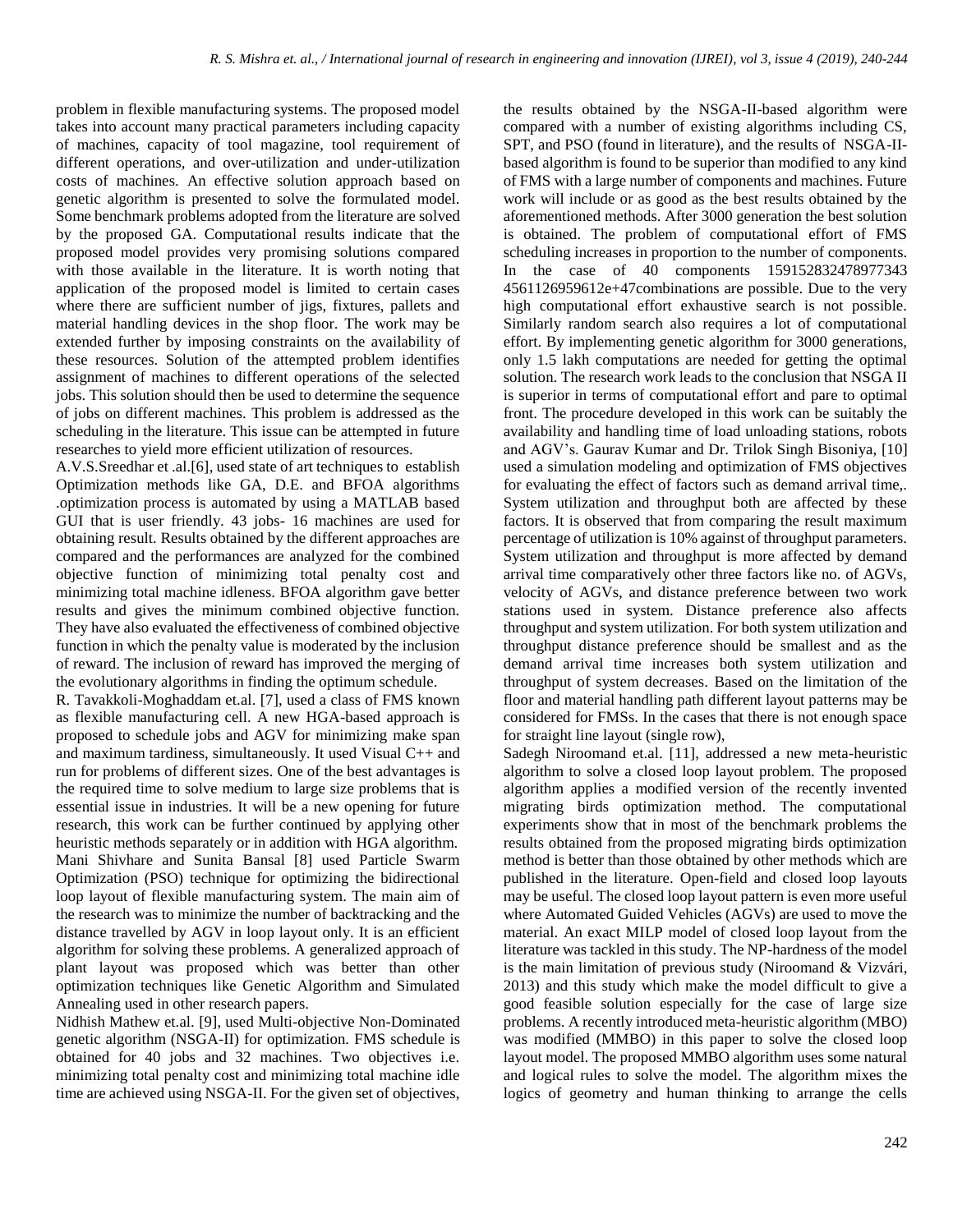problem in flexible manufacturing systems. The proposed model takes into account many practical parameters including capacity of machines, capacity of tool magazine, tool requirement of different operations, and over-utilization and under-utilization costs of machines. An effective solution approach based on genetic algorithm is presented to solve the formulated model. Some benchmark problems adopted from the literature are solved by the proposed GA. Computational results indicate that the proposed model provides very promising solutions compared with those available in the literature. It is worth noting that application of the proposed model is limited to certain cases where there are sufficient number of jigs, fixtures, pallets and material handling devices in the shop floor. The work may be extended further by imposing constraints on the availability of these resources. Solution of the attempted problem identifies assignment of machines to different operations of the selected jobs. This solution should then be used to determine the sequence of jobs on different machines. This problem is addressed as the scheduling in the literature. This issue can be attempted in future researches to yield more efficient utilization of resources.

A.V.S.Sreedhar et .al.[6], used state of art techniques to establish Optimization methods like GA, D.E. and BFOA algorithms .optimization process is automated by using a MATLAB based GUI that is user friendly. 43 jobs- 16 machines are used for obtaining result. Results obtained by the different approaches are compared and the performances are analyzed for the combined objective function of minimizing total penalty cost and minimizing total machine idleness. BFOA algorithm gave better results and gives the minimum combined objective function. They have also evaluated the effectiveness of combined objective function in which the penalty value is moderated by the inclusion of reward. The inclusion of reward has improved the merging of the evolutionary algorithms in finding the optimum schedule.

R. Tavakkoli-Moghaddam et.al. [7], used a class of FMS known as flexible manufacturing cell. A new HGA-based approach is proposed to schedule jobs and AGV for minimizing make span and maximum tardiness, simultaneously. It used Visual C++ and run for problems of different sizes. One of the best advantages is the required time to solve medium to large size problems that is essential issue in industries. It will be a new opening for future research, this work can be further continued by applying other heuristic methods separately or in addition with HGA algorithm.

Mani Shivhare and Sunita Bansal [8] used Particle Swarm Optimization (PSO) technique for optimizing the bidirectional loop layout of flexible manufacturing system. The main aim of the research was to minimize the number of backtracking and the distance travelled by AGV in loop layout only. It is an efficient algorithm for solving these problems. A generalized approach of plant layout was proposed which was better than other optimization techniques like Genetic Algorithm and Simulated Annealing used in other research papers.

Nidhish Mathew et.al. [9], used Multi-objective Non-Dominated genetic algorithm (NSGA-II) for optimization. FMS schedule is obtained for 40 jobs and 32 machines. Two objectives i.e. minimizing total penalty cost and minimizing total machine idle time are achieved using NSGA-II. For the given set of objectives, the results obtained by the NSGA-II-based algorithm were compared with a number of existing algorithms including CS, SPT, and PSO (found in literature), and the results of NSGA-II-based algorithm is found to be superior than modified to any kind of FMS with a large number of components and machines. Future work will include or as good as the best results obtained by the aforementioned methods. After 3000 generation the best solution is obtained. The problem of computational effort of FMS scheduling increases in proportion to the number of components. In the case of 40 components 159152832478977343 4561126959612e+47combinations are possible. Due to the very high computational effort exhaustive search is not possible. Similarly random search also requires a lot of computational effort. By implementing genetic algorithm for 3000 generations, only 1.5 lakh computations are needed for getting the optimal solution. The research work leads to the conclusion that NSGA II is superior in terms of computational effort and pare to optimal front. The procedure developed in this work can be suitably the availability and handling time of load unloading stations, robots and AGV's. Gaurav Kumar and Dr. Trilok Singh Bisoniya, [10] used a simulation modeling and optimization of FMS objectives for evaluating the effect of factors such as demand arrival time,. System utilization and throughput both are affected by these factors. It is observed that from comparing the result maximum percentage of utilization is 10% against of throughput parameters. System utilization and throughput is more affected by demand arrival time comparatively other three factors like no. of AGVs, velocity of AGVs, and distance preference between two work stations used in system. Distance preference also affects throughput and system utilization. For both system utilization and throughput distance preference should be smallest and as the demand arrival time increases both system utilization and throughput of system decreases. Based on the limitation of the floor and material handling path different layout patterns may be considered for FMSs. In the cases that there is not enough space for straight line layout (single row),

Sadegh Niroomand et.al. [11], addressed a new meta-heuristic algorithm to solve a closed loop layout problem. The proposed algorithm applies a modified version of the recently invented migrating birds optimization method. The computational experiments show that in most of the benchmark problems the results obtained from the proposed migrating birds optimization method is better than those obtained by other methods which are published in the literature. Open-field and closed loop layouts may be useful. The closed loop layout pattern is even more useful where Automated Guided Vehicles (AGVs) are used to move the material. An exact MILP model of closed loop layout from the literature was tackled in this study. The NP-hardness of the model is the main limitation of previous study (Niroomand & Vizvári, 2013) and this study which make the model difficult to give a good feasible solution especially for the case of large size problems. A recently introduced meta-heuristic algorithm (MBO) was modified (MMBO) in this paper to solve the closed loop layout model. The proposed MMBO algorithm uses some natural and logical rules to solve the model. The algorithm mixes the logics of geometry and human thinking to arrange the cells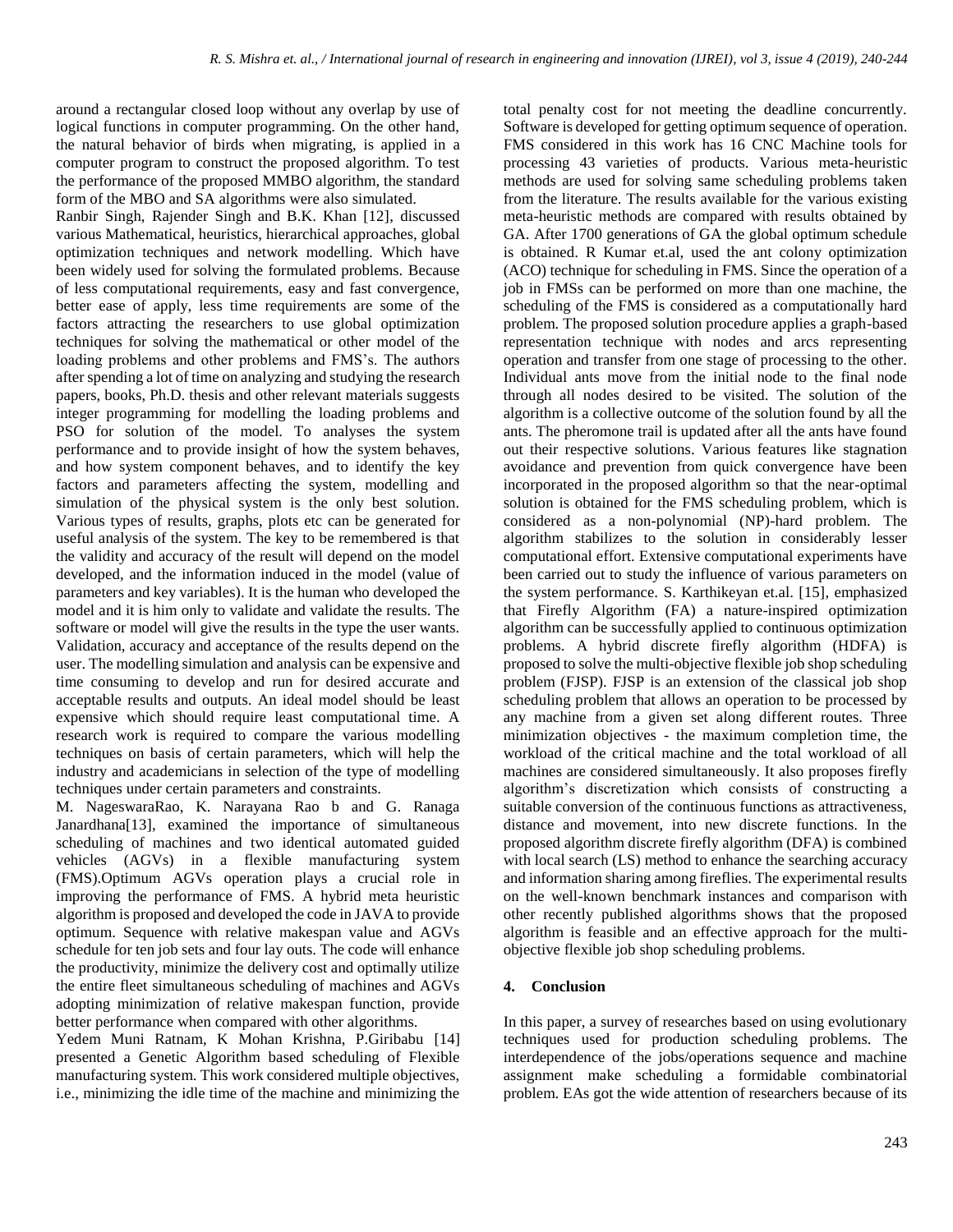around a rectangular closed loop without any overlap by use of logical functions in computer programming. On the other hand, the natural behavior of birds when migrating, is applied in a computer program to construct the proposed algorithm. To test the performance of the proposed MMBO algorithm, the standard form of the MBO and SA algorithms were also simulated.

Ranbir Singh, Rajender Singh and B.K. Khan [12], discussed various Mathematical, heuristics, hierarchical approaches, global optimization techniques and network modelling. Which have been widely used for solving the formulated problems. Because of less computational requirements, easy and fast convergence, better ease of apply, less time requirements are some of the factors attracting the researchers to use global optimization techniques for solving the mathematical or other model of the loading problems and other problems and FMS's. The authors after spending a lot of time on analyzing and studying the research papers, books, Ph.D. thesis and other relevant materials suggests integer programming for modelling the loading problems and PSO for solution of the model. To analyses the system performance and to provide insight of how the system behaves, and how system component behaves, and to identify the key factors and parameters affecting the system, modelling and simulation of the physical system is the only best solution. Various types of results, graphs, plots etc can be generated for useful analysis of the system. The key to be remembered is that the validity and accuracy of the result will depend on the model developed, and the information induced in the model (value of parameters and key variables). It is the human who developed the model and it is him only to validate and validate the results. The software or model will give the results in the type the user wants. Validation, accuracy and acceptance of the results depend on the user. The modelling simulation and analysis can be expensive and time consuming to develop and run for desired accurate and acceptable results and outputs. An ideal model should be least expensive which should require least computational time. A research work is required to compare the various modelling techniques on basis of certain parameters, which will help the industry and academicians in selection of the type of modelling techniques under certain parameters and constraints.

M. NageswaraRao, K. Narayana Rao b and G. Ranaga Janardhana[13], examined the importance of simultaneous scheduling of machines and two identical automated guided vehicles (AGVs) in a flexible manufacturing system (FMS).Optimum AGVs operation plays a crucial role in improving the performance of FMS. A hybrid meta heuristic algorithm is proposed and developed the code in JAVA to provide optimum. Sequence with relative makespan value and AGVs schedule for ten job sets and four lay outs. The code will enhance the productivity, minimize the delivery cost and optimally utilize the entire fleet simultaneous scheduling of machines and AGVs adopting minimization of relative makespan function, provide better performance when compared with other algorithms.

Yedem Muni Ratnam, K Mohan Krishna, P.Giribabu [14] presented a Genetic Algorithm based scheduling of Flexible manufacturing system. This work considered multiple objectives, i.e., minimizing the idle time of the machine and minimizing the total penalty cost for not meeting the deadline concurrently. Software is developed for getting optimum sequence of operation. FMS considered in this work has 16 CNC Machine tools for processing 43 varieties of products. Various meta-heuristic methods are used for solving same scheduling problems taken from the literature. The results available for the various existing meta-heuristic methods are compared with results obtained by GA. After 1700 generations of GA the global optimum schedule is obtained. R Kumar et.al, used the ant colony optimization (ACO) technique for scheduling in FMS. Since the operation of a job in FMSs can be performed on more than one machine, the scheduling of the FMS is considered as a computationally hard problem. The proposed solution procedure applies a graph-based representation technique with nodes and arcs representing operation and transfer from one stage of processing to the other. Individual ants move from the initial node to the final node through all nodes desired to be visited. The solution of the algorithm is a collective outcome of the solution found by all the ants. The pheromone trail is updated after all the ants have found out their respective solutions. Various features like stagnation avoidance and prevention from quick convergence have been incorporated in the proposed algorithm so that the near-optimal solution is obtained for the FMS scheduling problem, which is considered as a non-polynomial (NP)-hard problem. The algorithm stabilizes to the solution in considerably lesser computational effort. Extensive computational experiments have been carried out to study the influence of various parameters on the system performance. S. Karthikeyan et.al. [15], emphasized that Firefly Algorithm (FA) a nature-inspired optimization algorithm can be successfully applied to continuous optimization problems. A hybrid discrete firefly algorithm (HDFA) is proposed to solve the multi-objective flexible job shop scheduling problem (FJSP). FJSP is an extension of the classical job shop scheduling problem that allows an operation to be processed by any machine from a given set along different routes. Three minimization objectives - the maximum completion time, the workload of the critical machine and the total workload of all machines are considered simultaneously. It also proposes firefly algorithm's discretization which consists of constructing a suitable conversion of the continuous functions as attractiveness, distance and movement, into new discrete functions. In the proposed algorithm discrete firefly algorithm (DFA) is combined with local search (LS) method to enhance the searching accuracy and information sharing among fireflies. The experimental results on the well-known benchmark instances and comparison with other recently published algorithms shows that the proposed algorithm is feasible and an effective approach for the multi-objective flexible job shop scheduling problems.

## 4. Conclusion

In this paper, a survey of researches based on using evolutionary techniques used for production scheduling problems. The interdependence of the jobs/operations sequence and machine assignment make scheduling a formidable combinatorial problem. EAs got the wide attention of researchers because of its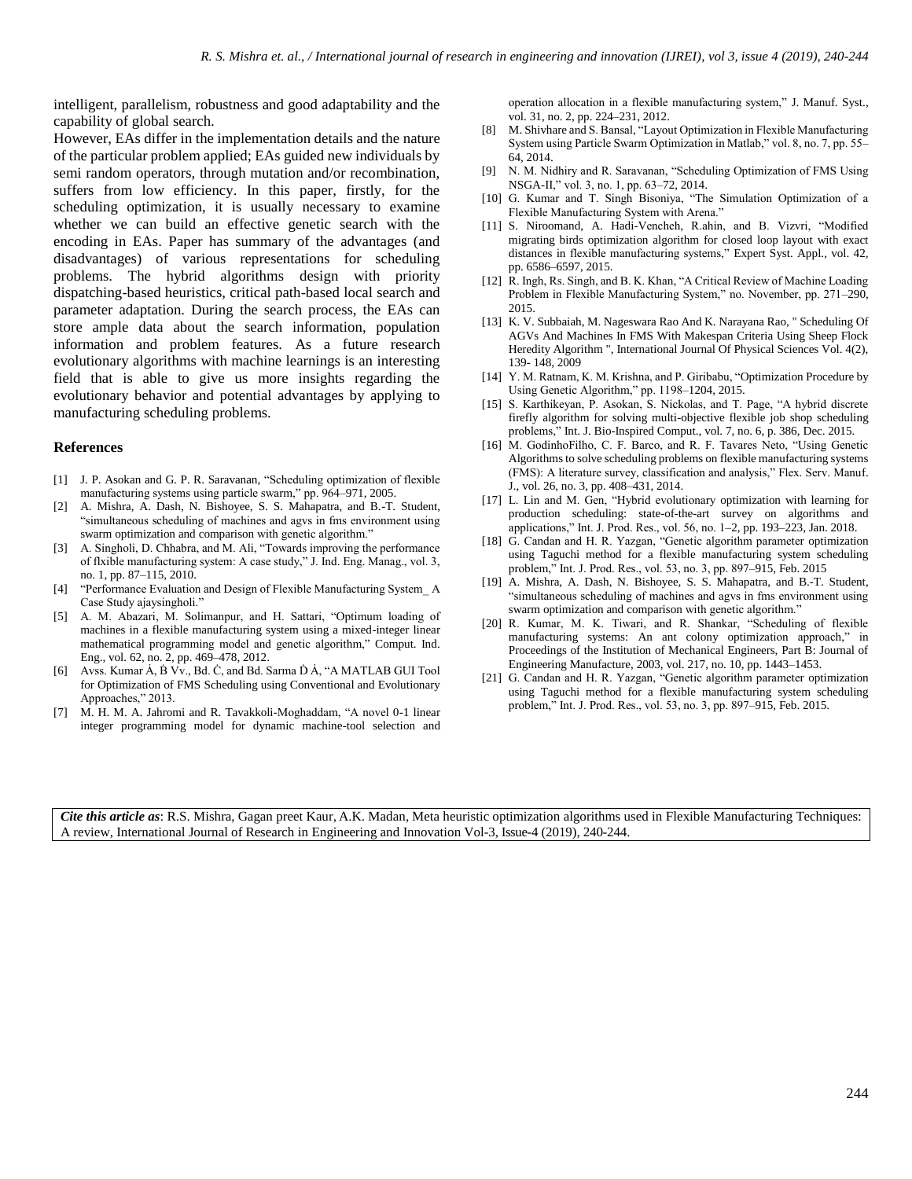intelligent, parallelism, robustness and good adaptability and the capability of global search.

However, EAs differ in the implementation details and the nature of the particular problem applied; EAs guided new individuals by semi random operators, through mutation and/or recombination, suffers from low efficiency. In this paper, firstly, for the scheduling optimization, it is usually necessary to examine whether we can build an effective genetic search with the encoding in EAs. Paper has summary of the advantages (and disadvantages) of various representations for scheduling problems. The hybrid algorithms design with priority dispatching-based heuristics, critical path-based local search and parameter adaptation. During the search process, the EAs can store ample data about the search information, population information and problem features. As a future research evolutionary algorithms with machine learnings is an interesting field that is able to give us more insights regarding the evolutionary behavior and potential advantages by applying to manufacturing scheduling problems.

## References

[1] J. P. Asokan and G. P. R. Saravanan, "Scheduling optimization of flexible manufacturing systems using particle swarm," pp. 964–971, 2005.

[2] A. Mishra, A. Dash, N. Bishoyee, S. S. Mahapatra, and B.-T. Student, "simultaneous scheduling of machines and agvs in fms environment using swarm optimization and comparison with genetic algorithm."

[3] A. Singholi, D. Chhabra, and M. Ali, "Towards improving the performance of flxible manufacturing system: A case study," J. Ind. Eng. Manag., vol. 3, no. 1, pp. 87–115, 2010.

[4] "Performance Evaluation and Design of Flexible Manufacturing System_ A Case Study ajaysingholi."

[5] A. M. Abazari, M. Solimanpur, and H. Sattari, "Optimum loading of machines in a flexible manufacturing system using a mixed-integer linear mathematical programming model and genetic algorithm," Comput. Ind. Eng., vol. 62, no. 2, pp. 469–478, 2012.

[6] Avss. Kumar Ȧ, Ḃ Vv., Bd. Ċ, and Bd. Sarma Ḋ Ȧ, "A MATLAB GUI Tool for Optimization of FMS Scheduling using Conventional and Evolutionary Approaches," 2013.

[7] M. H. M. A. Jahromi and R. Tavakkoli-Moghaddam, "A novel 0-1 linear integer programming model for dynamic machine-tool selection and operation allocation in a flexible manufacturing system," J. Manuf. Syst., vol. 31, no. 2, pp. 224–231, 2012.

[8] M. Shivhare and S. Bansal, "Layout Optimization in Flexible Manufacturing System using Particle Swarm Optimization in Matlab," vol. 8, no. 7, pp. 55–64, 2014.

[9] N. M. Nidhiry and R. Saravanan, "Scheduling Optimization of FMS Using NSGA-II," vol. 3, no. 1, pp. 63–72, 2014.

[10] G. Kumar and T. Singh Bisoniya, "The Simulation Optimization of a Flexible Manufacturing System with Arena."

[11] S. Niroomand, A. Hadi-Vencheh, R.ahin, and B. Vizvri, "Modified migrating birds optimization algorithm for closed loop layout with exact distances in flexible manufacturing systems," Expert Syst. Appl., vol. 42, pp. 6586–6597, 2015.

[12] R. Ingh, Rs. Singh, and B. K. Khan, "A Critical Review of Machine Loading Problem in Flexible Manufacturing System," no. November, pp. 271–290, 2015.

[13] K. V. Subbaiah, M. Nageswara Rao And K. Narayana Rao, " Scheduling Of AGVs And Machines In FMS With Makespan Criteria Using Sheep Flock Heredity Algorithm ", International Journal Of Physical Sciences Vol. 4(2), 139- 148, 2009

[14] Y. M. Ratnam, K. M. Krishna, and P. Giribabu, "Optimization Procedure by Using Genetic Algorithm," pp. 1198–1204, 2015.

[15] S. Karthikeyan, P. Asokan, S. Nickolas, and T. Page, "A hybrid discrete firefly algorithm for solving multi-objective flexible job shop scheduling problems," Int. J. Bio-Inspired Comput., vol. 7, no. 6, p. 386, Dec. 2015.

[16] M. GodinhoFilho, C. F. Barco, and R. F. Tavares Neto, "Using Genetic Algorithms to solve scheduling problems on flexible manufacturing systems (FMS): A literature survey, classification and analysis," Flex. Serv. Manuf. J., vol. 26, no. 3, pp. 408–431, 2014.

[17] L. Lin and M. Gen, "Hybrid evolutionary optimization with learning for production scheduling: state-of-the-art survey on algorithms and applications," Int. J. Prod. Res., vol. 56, no. 1–2, pp. 193–223, Jan. 2018.

[18] G. Candan and H. R. Yazgan, "Genetic algorithm parameter optimization using Taguchi method for a flexible manufacturing system scheduling problem," Int. J. Prod. Res., vol. 53, no. 3, pp. 897–915, Feb. 2015

[19] A. Mishra, A. Dash, N. Bishoyee, S. S. Mahapatra, and B.-T. Student, "simultaneous scheduling of machines and agvs in fms environment using swarm optimization and comparison with genetic algorithm."

[20] R. Kumar, M. K. Tiwari, and R. Shankar, "Scheduling of flexible manufacturing systems: An ant colony optimization approach," in Proceedings of the Institution of Mechanical Engineers, Part B: Journal of Engineering Manufacture, 2003, vol. 217, no. 10, pp. 1443–1453.

[21] G. Candan and H. R. Yazgan, "Genetic algorithm parameter optimization using Taguchi method for a flexible manufacturing system scheduling problem," Int. J. Prod. Res., vol. 53, no. 3, pp. 897–915, Feb. 2015.

***Cite this article as***: R.S. Mishra, Gagan preet Kaur, A.K. Madan, Meta heuristic optimization algorithms used in Flexible Manufacturing Techniques: A review, International Journal of Research in Engineering and Innovation Vol-3, Issue-4 (2019), 240-244.